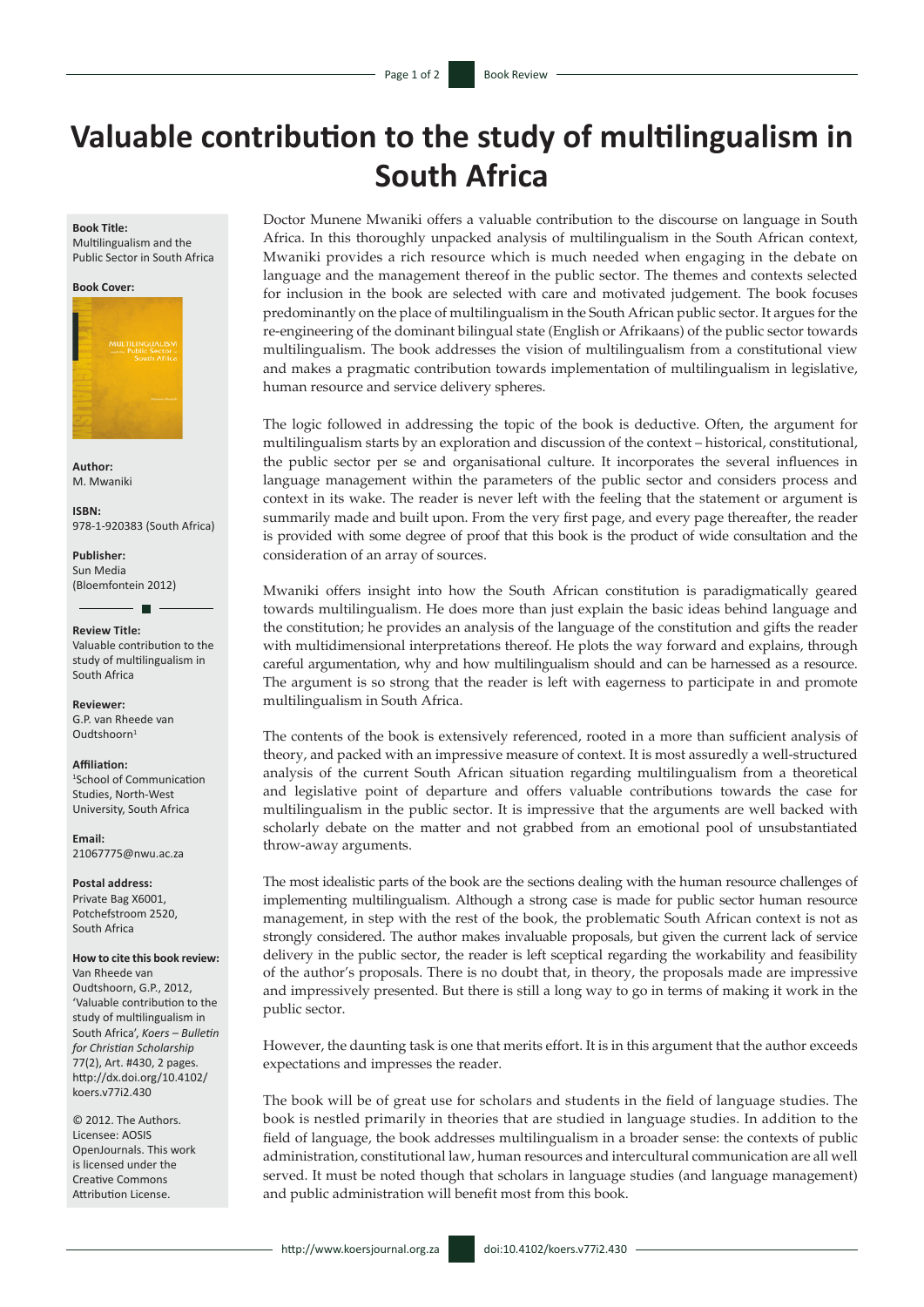# Valuable contribution to the study of multilingualism in South Africa

**Book Title:**
Multilingualism and the Public Sector in South Africa

**Book Cover:**

**Author:**
M. Mwaniki

**ISBN:**
978-1-920383 (South Africa)

**Publisher:**
Sun Media
(Bloemfontein 2012)

**Review Title:**
Valuable contribution to the study of multilingualism in South Africa

**Reviewer:**
G.P. van Rheede van Oudtshoorn[1]

**Affiliation:**
[1]School of Communication Studies, North-West University, South Africa

**Email:**
21067775@nwu.ac.za

**Postal address:**
Private Bag X6001, Potchefstroom 2520, South Africa

**How to cite this book review:**
Van Rheede van Oudtshoorn, G.P., 2012, 'Valuable contribution to the study of multilingualism in South Africa', *Koers – Bulletin for Christian Scholarship* 77(2), Art. #430, 2 pages. http://dx.doi.org/10.4102/koers.v77i2.430

© 2012. The Authors. Licensee: AOSIS OpenJournals. This work is licensed under the Creative Commons Attribution License.

Doctor Munene Mwaniki offers a valuable contribution to the discourse on language in South Africa. In this thoroughly unpacked analysis of multilingualism in the South African context, Mwaniki provides a rich resource which is much needed when engaging in the debate on language and the management thereof in the public sector. The themes and contexts selected for inclusion in the book are selected with care and motivated judgement. The book focuses predominantly on the place of multilingualism in the South African public sector. It argues for the re-engineering of the dominant bilingual state (English or Afrikaans) of the public sector towards multilingualism. The book addresses the vision of multilingualism from a constitutional view and makes a pragmatic contribution towards implementation of multilingualism in legislative, human resource and service delivery spheres.

The logic followed in addressing the topic of the book is deductive. Often, the argument for multilingualism starts by an exploration and discussion of the context – historical, constitutional, the public sector per se and organisational culture. It incorporates the several influences in language management within the parameters of the public sector and considers process and context in its wake. The reader is never left with the feeling that the statement or argument is summarily made and built upon. From the very first page, and every page thereafter, the reader is provided with some degree of proof that this book is the product of wide consultation and the consideration of an array of sources.

Mwaniki offers insight into how the South African constitution is paradigmatically geared towards multilingualism. He does more than just explain the basic ideas behind language and the constitution; he provides an analysis of the language of the constitution and gifts the reader with multidimensional interpretations thereof. He plots the way forward and explains, through careful argumentation, why and how multilingualism should and can be harnessed as a resource. The argument is so strong that the reader is left with eagerness to participate in and promote multilingualism in South Africa.

The contents of the book is extensively referenced, rooted in a more than sufficient analysis of theory, and packed with an impressive measure of context. It is most assuredly a well-structured analysis of the current South African situation regarding multilingualism from a theoretical and legislative point of departure and offers valuable contributions towards the case for multilingualism in the public sector. It is impressive that the arguments are well backed with scholarly debate on the matter and not grabbed from an emotional pool of unsubstantiated throw-away arguments.

The most idealistic parts of the book are the sections dealing with the human resource challenges of implementing multilingualism. Although a strong case is made for public sector human resource management, in step with the rest of the book, the problematic South African context is not as strongly considered. The author makes invaluable proposals, but given the current lack of service delivery in the public sector, the reader is left sceptical regarding the workability and feasibility of the author's proposals. There is no doubt that, in theory, the proposals made are impressive and impressively presented. But there is still a long way to go in terms of making it work in the public sector.

However, the daunting task is one that merits effort. It is in this argument that the author exceeds expectations and impresses the reader.

The book will be of great use for scholars and students in the field of language studies. The book is nestled primarily in theories that are studied in language studies. In addition to the field of language, the book addresses multilingualism in a broader sense: the contexts of public administration, constitutional law, human resources and intercultural communication are all well served. It must be noted though that scholars in language studies (and language management) and public administration will benefit most from this book.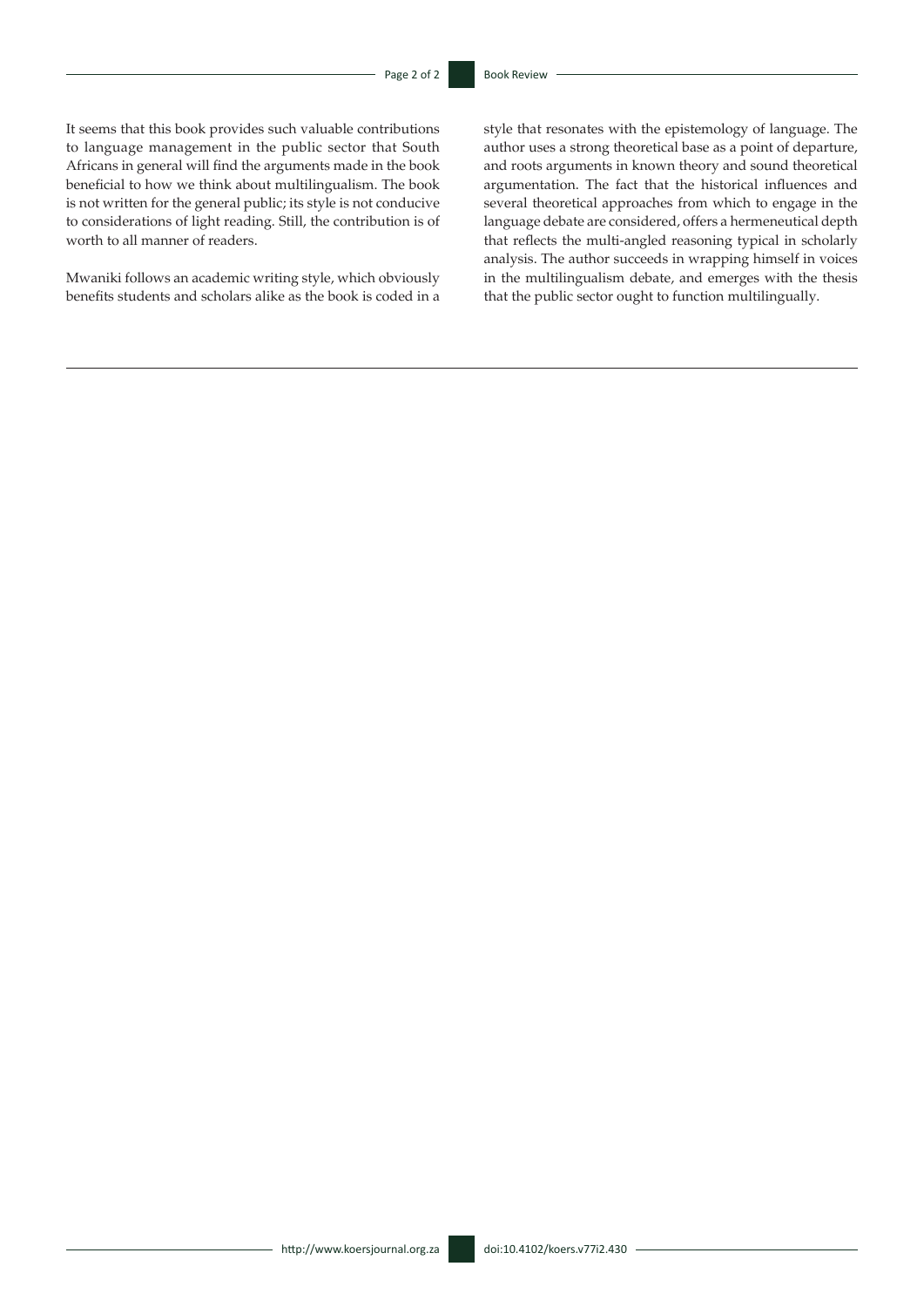It seems that this book provides such valuable contributions to language management in the public sector that South Africans in general will find the arguments made in the book beneficial to how we think about multilingualism. The book is not written for the general public; its style is not conducive to considerations of light reading. Still, the contribution is of worth to all manner of readers.

Mwaniki follows an academic writing style, which obviously benefits students and scholars alike as the book is coded in a style that resonates with the epistemology of language. The author uses a strong theoretical base as a point of departure, and roots arguments in known theory and sound theoretical argumentation. The fact that the historical influences and several theoretical approaches from which to engage in the language debate are considered, offers a hermeneutical depth that reflects the multi-angled reasoning typical in scholarly analysis. The author succeeds in wrapping himself in voices in the multilingualism debate, and emerges with the thesis that the public sector ought to function multilingually.